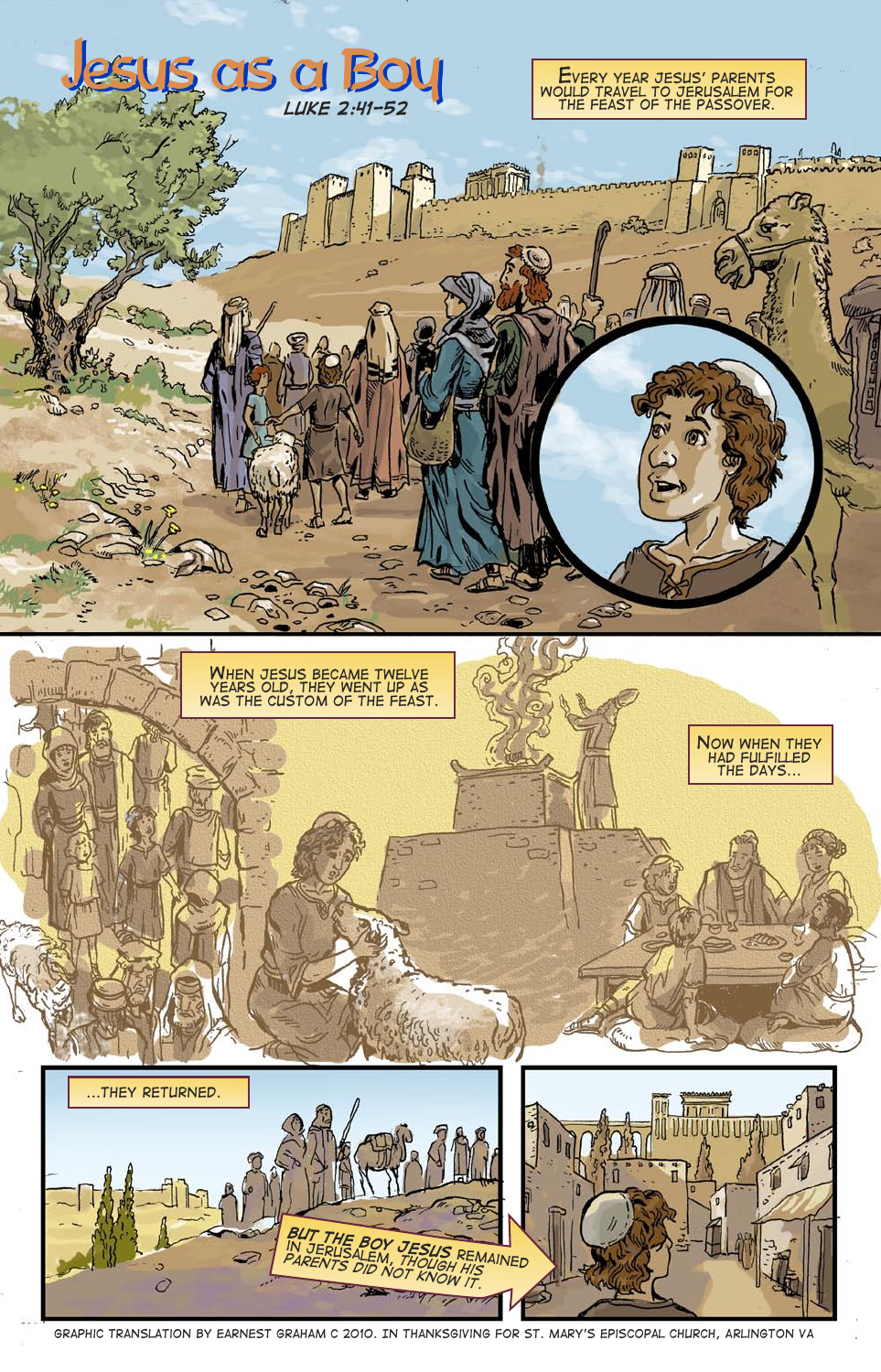# Jesus as a Boy

*LUKE 2:41–52*

EVERY YEAR JESUS' PARENTS WOULD TRAVEL TO JERUSALEM FOR THE FEAST OF THE PASSOVER.

WHEN JESUS BECAME TWELVE YEARS OLD, THEY WENT UP AS WAS THE CUSTOM OF THE FEAST.

NOW WHEN THEY HAD FULFILLED THE DAYS...

...THEY RETURNED.

BUT THE BOY JESUS REMAINED IN JERUSALEM, THOUGH HIS PARENTS DID NOT KNOW IT.

GRAPHIC TRANSLATION BY EARNEST GRAHAM C 2010. IN THANKSGIVING FOR ST. MARY'S EPISCOPAL CHURCH, ARLINGTON VA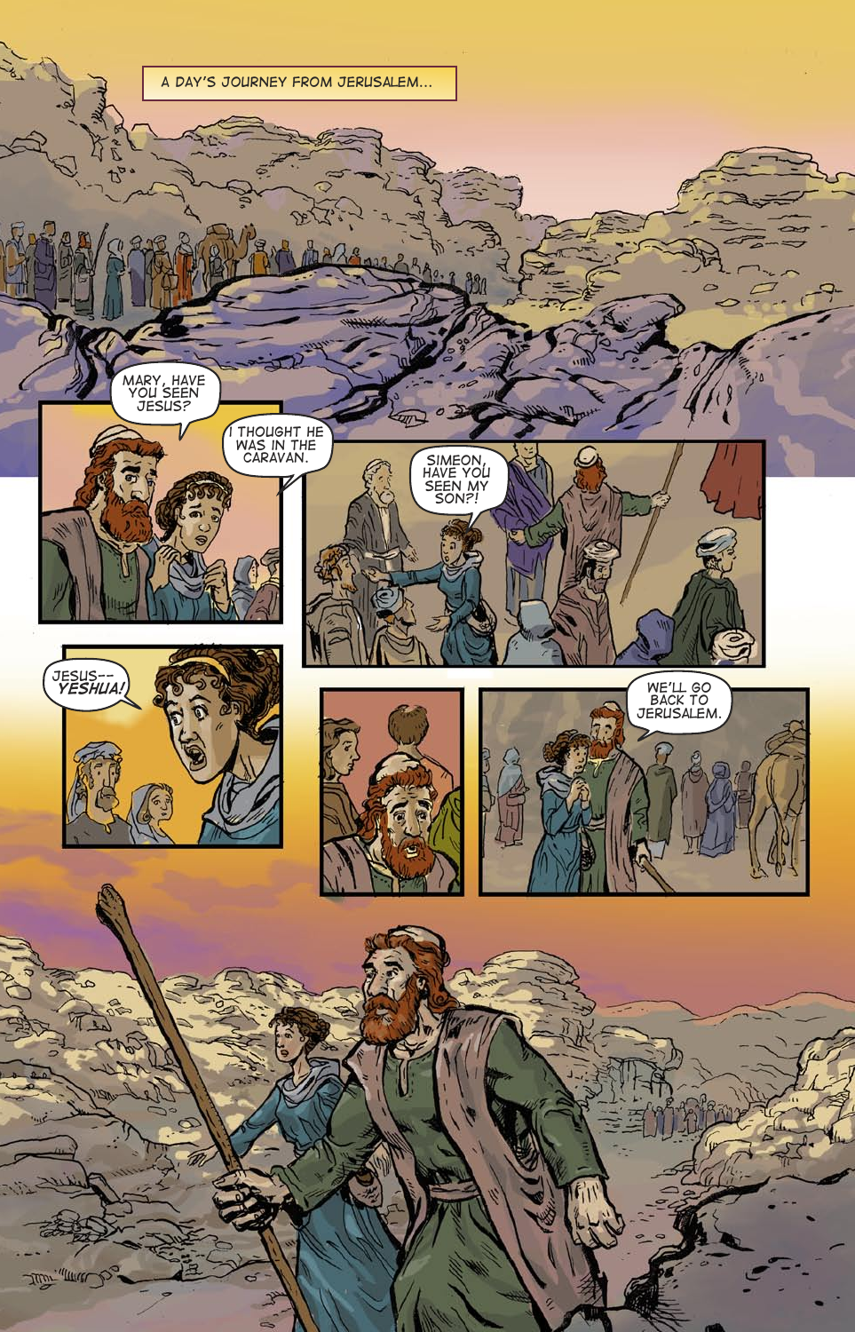A DAY'S JOURNEY FROM JERUSALEM...

MARY, HAVE YOU SEEN JESUS?

I THOUGHT HE WAS IN THE CARAVAN.

SIMEON, HAVE YOU SEEN MY SON?!

JESUS-- *YESHUA!*

WE'LL GO BACK TO JERUSALEM.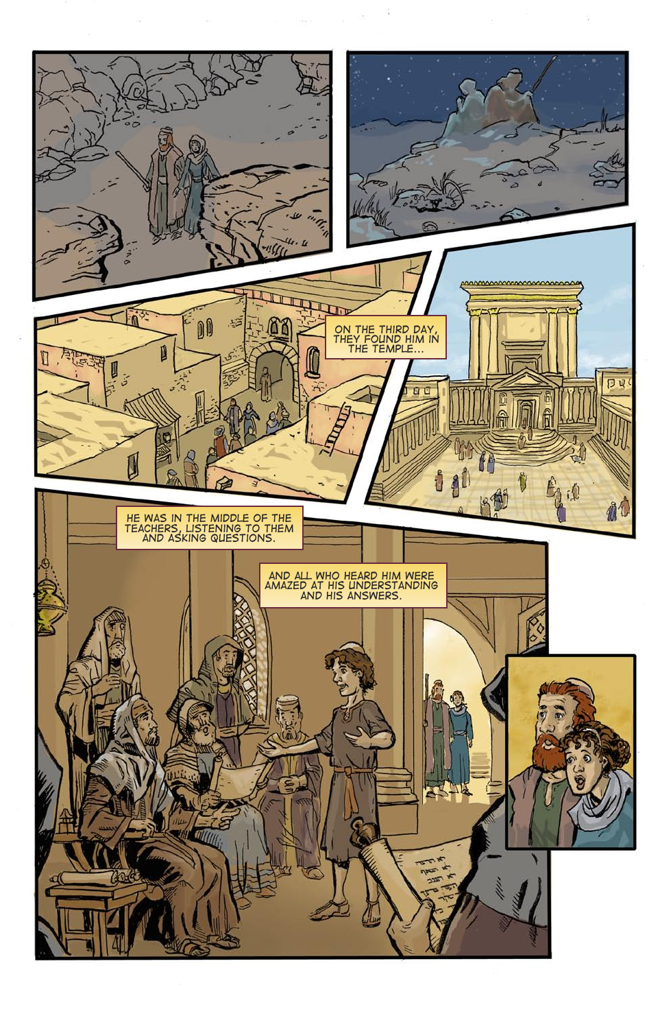ON THE THIRD DAY, THEY FOUND HIM IN THE TEMPLE...

HE WAS IN THE MIDDLE OF THE TEACHERS, LISTENING TO THEM AND ASKING QUESTIONS.

AND ALL WHO HEARD HIM WERE AMAZED AT HIS UNDERSTANDING AND HIS ANSWERS.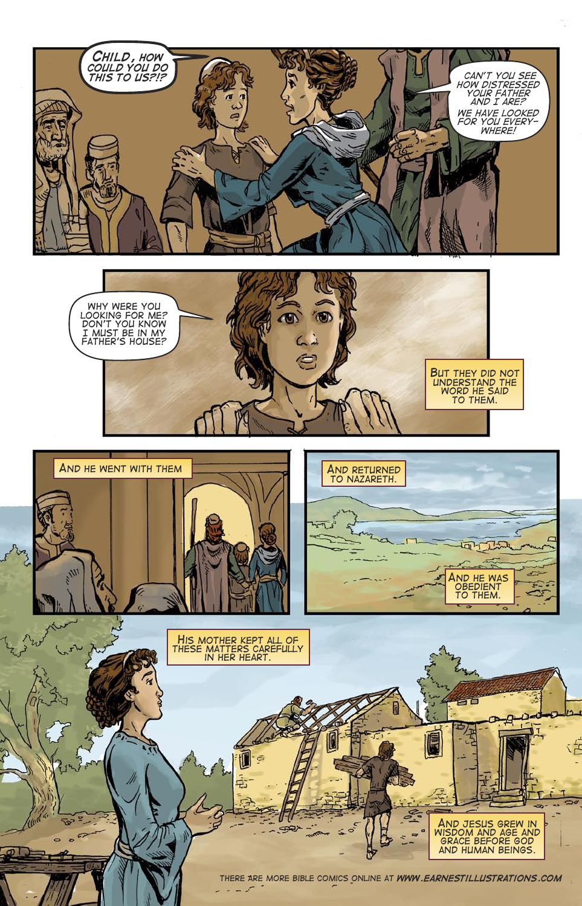CHILD, HOW COULD YOU DO THIS TO US?!?

CAN'T YOU SEE HOW DISTRESSED YOUR FATHER AND I ARE?

WE HAVE LOOKED FOR YOU EVERY-WHERE!

WHY WERE YOU LOOKING FOR ME? DON'T YOU KNOW I MUST BE IN MY FATHER'S HOUSE?

BUT THEY DID NOT UNDERSTAND THE WORD HE SAID TO THEM.

AND HE WENT WITH THEM

AND RETURNED TO NAZARETH.

AND HE WAS OBEDIENT TO THEM.

HIS MOTHER KEPT ALL OF THESE MATTERS CAREFULLY IN HER HEART.

AND JESUS GREW IN WISDOM AND AGE AND GRACE BEFORE GOD AND HUMAN BEINGS.

THERE ARE MORE BIBLE COMICS ONLINE AT *WWW.EARNESTILLUSTRATIONS.COM*